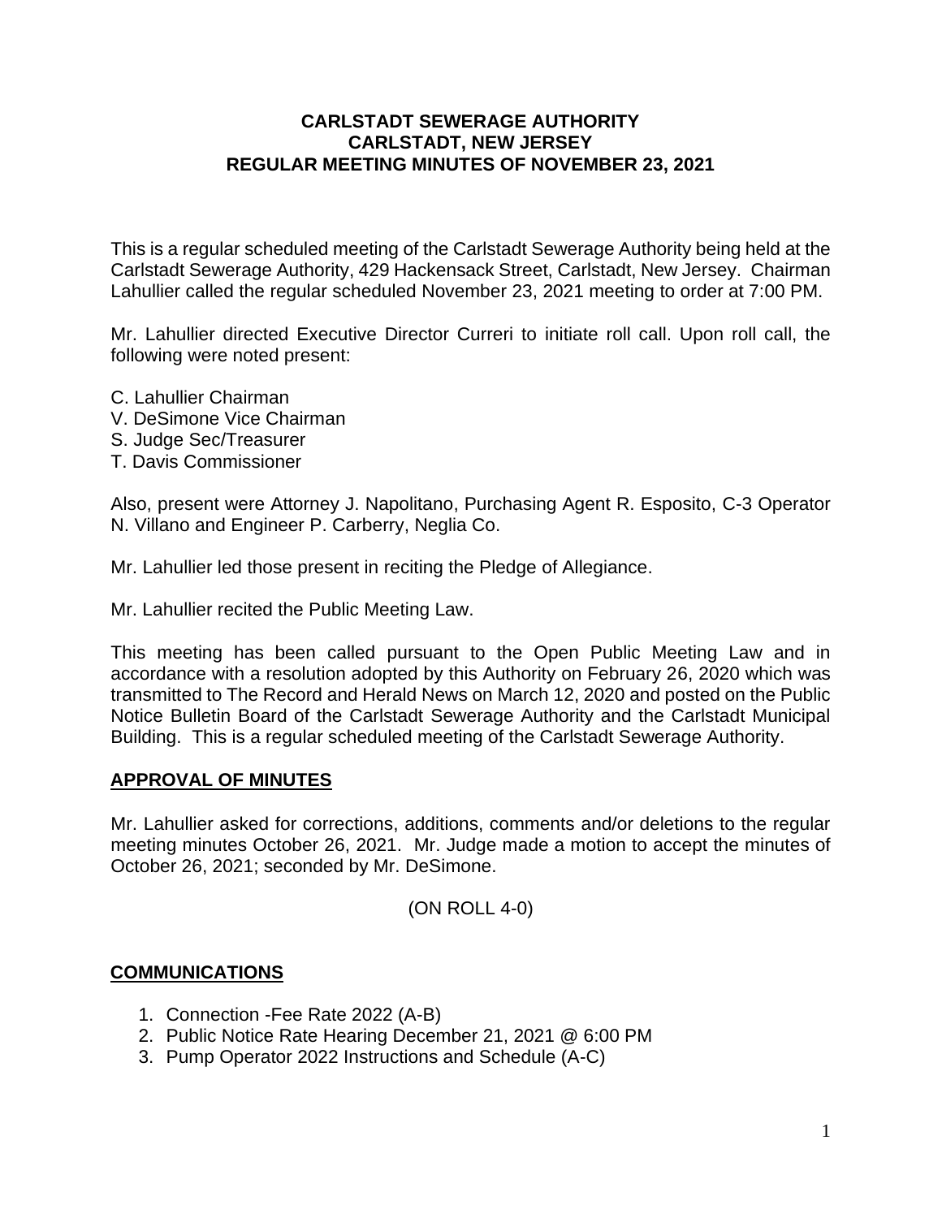# CARLSTADT SEWERAGE AUTHORITY
# CARLSTADT, NEW JERSEY
# REGULAR MEETING MINUTES OF NOVEMBER 23, 2021

This is a regular scheduled meeting of the Carlstadt Sewerage Authority being held at the Carlstadt Sewerage Authority, 429 Hackensack Street, Carlstadt, New Jersey. Chairman Lahullier called the regular scheduled November 23, 2021 meeting to order at 7:00 PM.

Mr. Lahullier directed Executive Director Curreri to initiate roll call. Upon roll call, the following were noted present:

C. Lahullier Chairman
V. DeSimone Vice Chairman
S. Judge Sec/Treasurer
T. Davis Commissioner

Also, present were Attorney J. Napolitano, Purchasing Agent R. Esposito, C-3 Operator N. Villano and Engineer P. Carberry, Neglia Co.

Mr. Lahullier led those present in reciting the Pledge of Allegiance.

Mr. Lahullier recited the Public Meeting Law.

This meeting has been called pursuant to the Open Public Meeting Law and in accordance with a resolution adopted by this Authority on February 26, 2020 which was transmitted to The Record and Herald News on March 12, 2020 and posted on the Public Notice Bulletin Board of the Carlstadt Sewerage Authority and the Carlstadt Municipal Building. This is a regular scheduled meeting of the Carlstadt Sewerage Authority.

## APPROVAL OF MINUTES

Mr. Lahullier asked for corrections, additions, comments and/or deletions to the regular meeting minutes October 26, 2021. Mr. Judge made a motion to accept the minutes of October 26, 2021; seconded by Mr. DeSimone.

(ON ROLL 4-0)

## COMMUNICATIONS

1. Connection -Fee Rate 2022 (A-B)
2. Public Notice Rate Hearing December 21, 2021 @ 6:00 PM
3. Pump Operator 2022 Instructions and Schedule (A-C)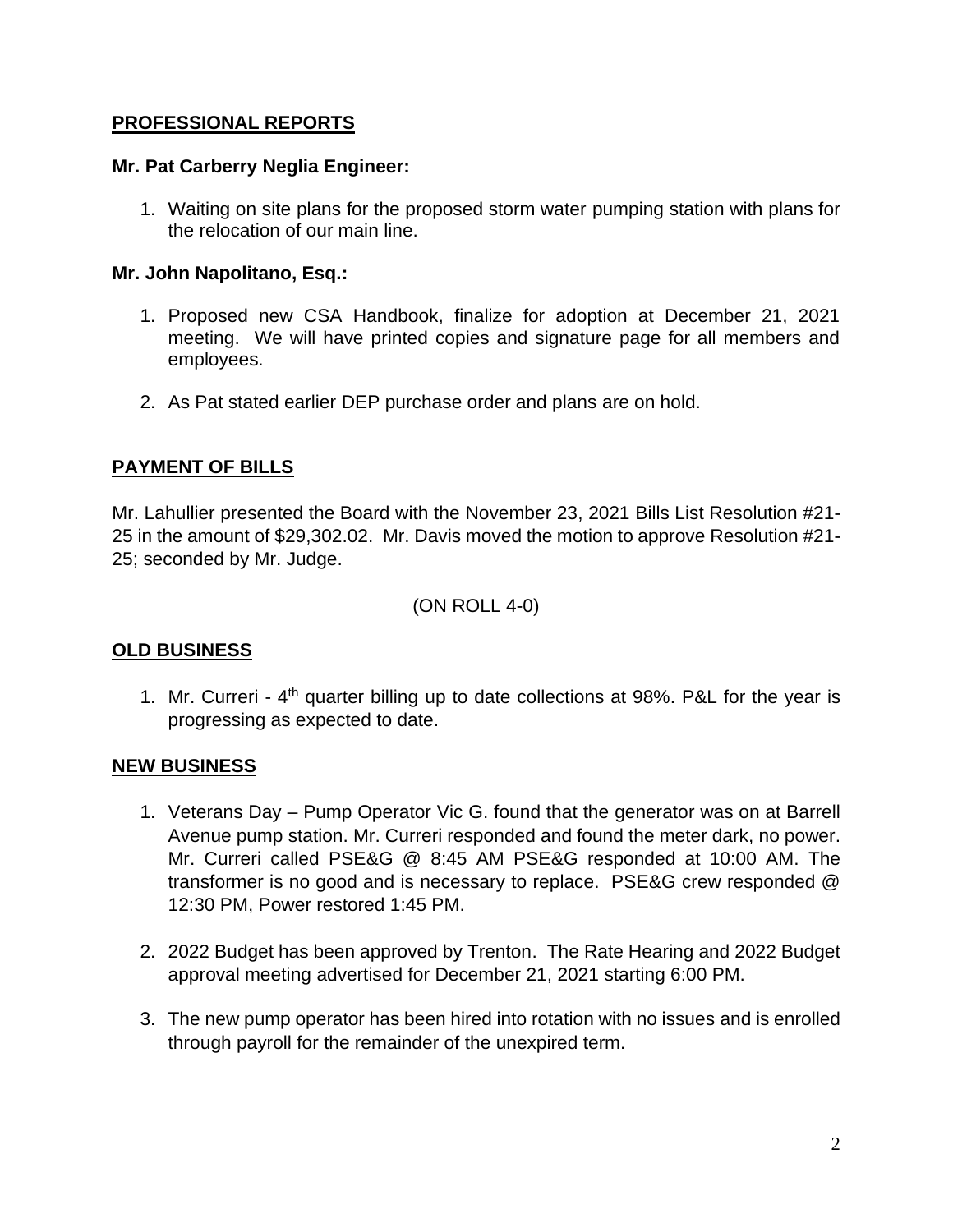## PROFESSIONAL REPORTS

### Mr. Pat Carberry Neglia Engineer:

1. Waiting on site plans for the proposed storm water pumping station with plans for the relocation of our main line.

### Mr. John Napolitano, Esq.:

1. Proposed new CSA Handbook, finalize for adoption at December 21, 2021 meeting. We will have printed copies and signature page for all members and employees.

2. As Pat stated earlier DEP purchase order and plans are on hold.

## PAYMENT OF BILLS

Mr. Lahullier presented the Board with the November 23, 2021 Bills List Resolution #21-25 in the amount of $29,302.02. Mr. Davis moved the motion to approve Resolution #21-25; seconded by Mr. Judge.

(ON ROLL 4-0)

## OLD BUSINESS

1. Mr. Curreri - 4th quarter billing up to date collections at 98%. P&L for the year is progressing as expected to date.

## NEW BUSINESS

1. Veterans Day – Pump Operator Vic G. found that the generator was on at Barrell Avenue pump station. Mr. Curreri responded and found the meter dark, no power. Mr. Curreri called PSE&G @ 8:45 AM PSE&G responded at 10:00 AM. The transformer is no good and is necessary to replace. PSE&G crew responded @ 12:30 PM, Power restored 1:45 PM.

2. 2022 Budget has been approved by Trenton. The Rate Hearing and 2022 Budget approval meeting advertised for December 21, 2021 starting 6:00 PM.

3. The new pump operator has been hired into rotation with no issues and is enrolled through payroll for the remainder of the unexpired term.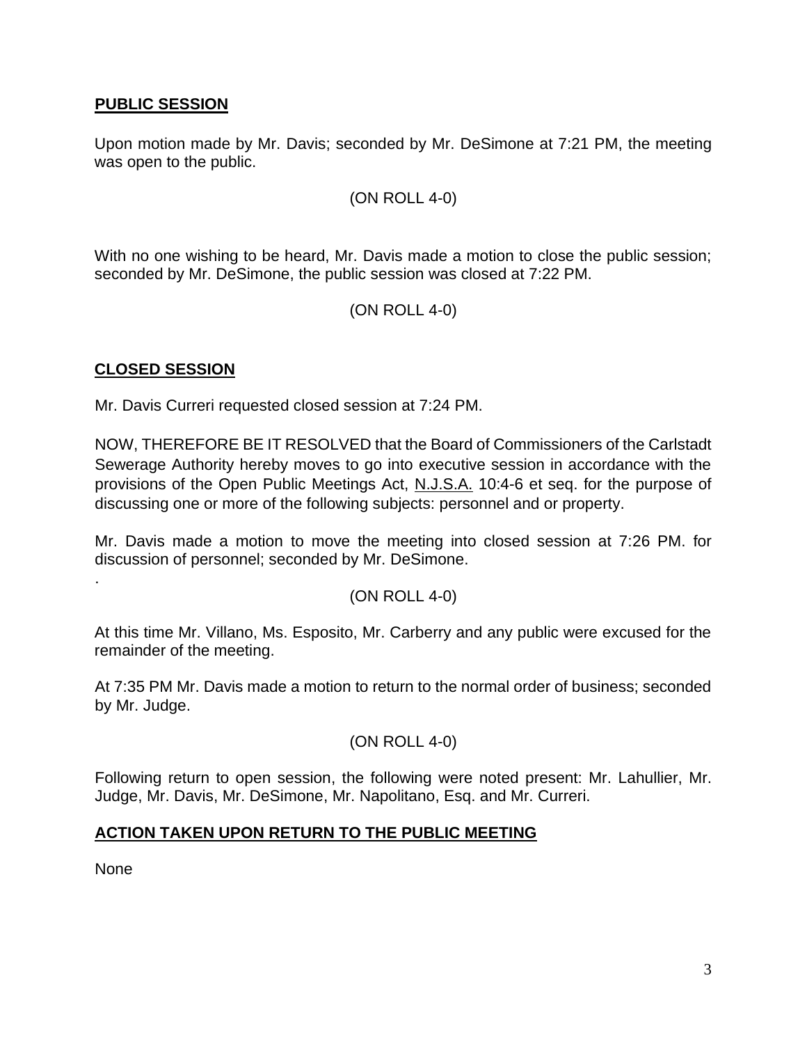## PUBLIC SESSION

Upon motion made by Mr. Davis; seconded by Mr. DeSimone at 7:21 PM, the meeting was open to the public.

(ON ROLL 4-0)

With no one wishing to be heard, Mr. Davis made a motion to close the public session; seconded by Mr. DeSimone, the public session was closed at 7:22 PM.

(ON ROLL 4-0)

## CLOSED SESSION

Mr. Davis Curreri requested closed session at 7:24 PM.

NOW, THEREFORE BE IT RESOLVED that the Board of Commissioners of the Carlstadt Sewerage Authority hereby moves to go into executive session in accordance with the provisions of the Open Public Meetings Act, N.J.S.A. 10:4-6 et seq. for the purpose of discussing one or more of the following subjects: personnel and or property.

Mr. Davis made a motion to move the meeting into closed session at 7:26 PM. for discussion of personnel; seconded by Mr. DeSimone.

.

(ON ROLL 4-0)

At this time Mr. Villano, Ms. Esposito, Mr. Carberry and any public were excused for the remainder of the meeting.

At 7:35 PM Mr. Davis made a motion to return to the normal order of business; seconded by Mr. Judge.

(ON ROLL 4-0)

Following return to open session, the following were noted present: Mr. Lahullier, Mr. Judge, Mr. Davis, Mr. DeSimone, Mr. Napolitano, Esq. and Mr. Curreri.

## ACTION TAKEN UPON RETURN TO THE PUBLIC MEETING

None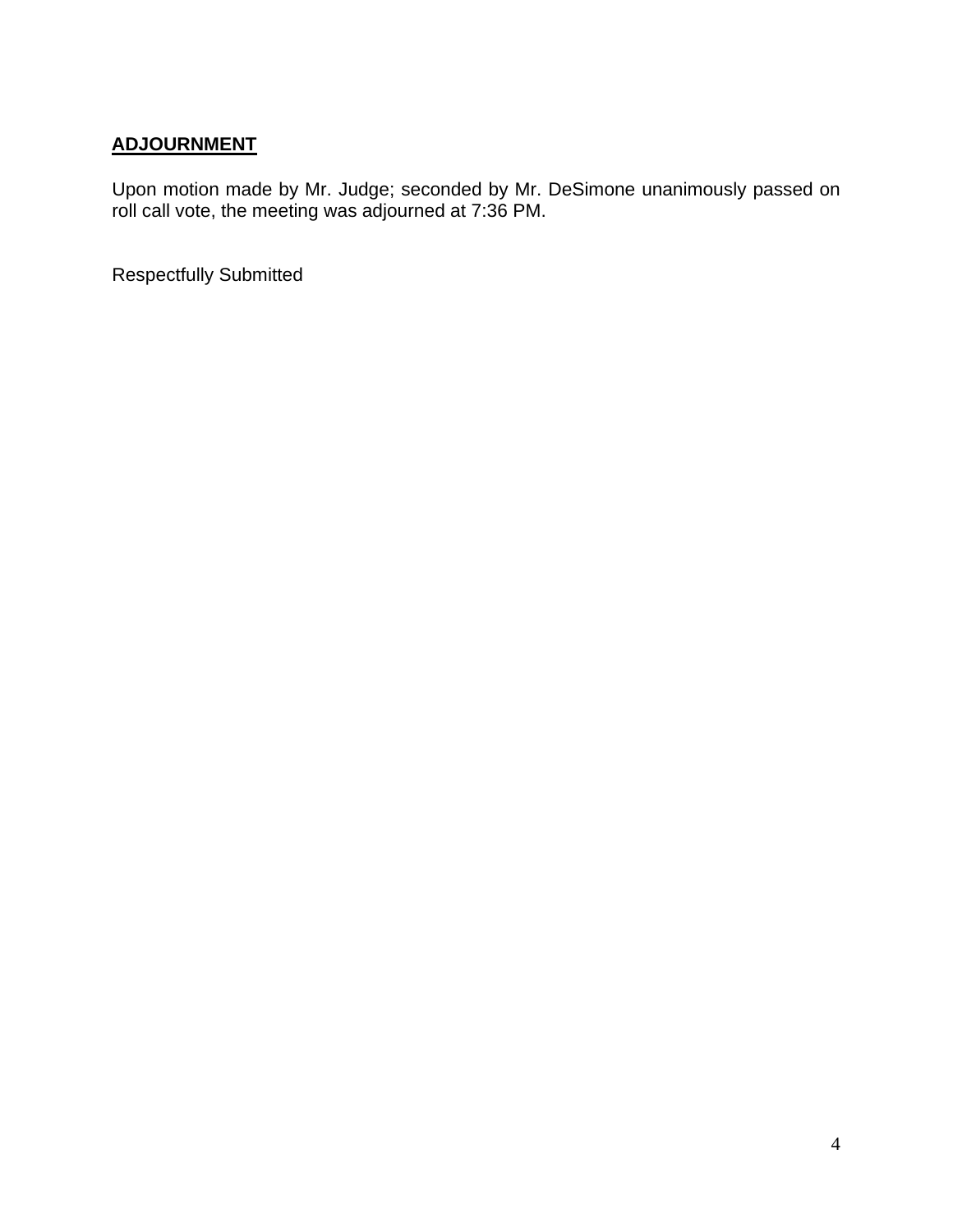**ADJOURNMENT**

Upon motion made by Mr. Judge; seconded by Mr. DeSimone unanimously passed on roll call vote, the meeting was adjourned at 7:36 PM.

Respectfully Submitted